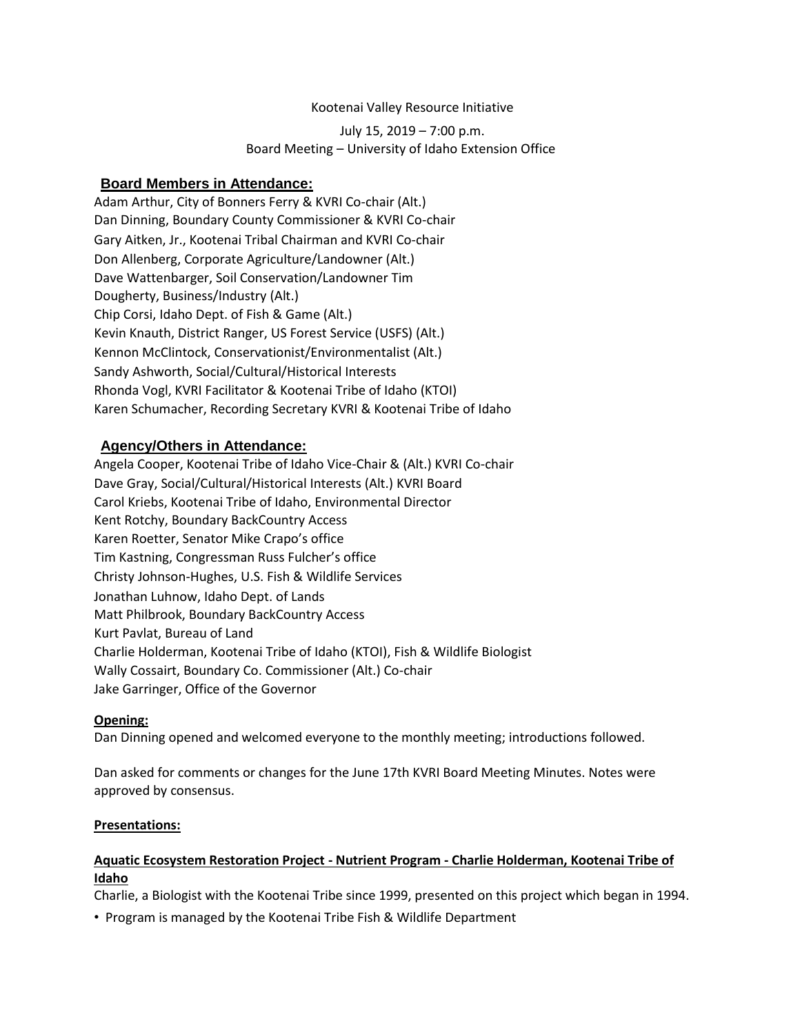Kootenai Valley Resource Initiative

July 15, 2019 – 7:00 p.m.
Board Meeting – University of Idaho Extension Office

## Board Members in Attendance:

Adam Arthur, City of Bonners Ferry & KVRI Co-chair (Alt.)
Dan Dinning, Boundary County Commissioner & KVRI Co-chair
Gary Aitken, Jr., Kootenai Tribal Chairman and KVRI Co-chair
Don Allenberg, Corporate Agriculture/Landowner (Alt.)
Dave Wattenbarger, Soil Conservation/Landowner Tim
Dougherty, Business/Industry (Alt.)
Chip Corsi, Idaho Dept. of Fish & Game (Alt.)
Kevin Knauth, District Ranger, US Forest Service (USFS) (Alt.)
Kennon McClintock, Conservationist/Environmentalist (Alt.)
Sandy Ashworth, Social/Cultural/Historical Interests
Rhonda Vogl, KVRI Facilitator & Kootenai Tribe of Idaho (KTOI)
Karen Schumacher, Recording Secretary KVRI & Kootenai Tribe of Idaho

## Agency/Others in Attendance:

Angela Cooper, Kootenai Tribe of Idaho Vice-Chair & (Alt.) KVRI Co-chair
Dave Gray, Social/Cultural/Historical Interests (Alt.) KVRI Board
Carol Kriebs, Kootenai Tribe of Idaho, Environmental Director
Kent Rotchy, Boundary BackCountry Access
Karen Roetter, Senator Mike Crapo's office
Tim Kastning, Congressman Russ Fulcher's office
Christy Johnson-Hughes, U.S. Fish & Wildlife Services
Jonathan Luhnow, Idaho Dept. of Lands
Matt Philbrook, Boundary BackCountry Access
Kurt Pavlat, Bureau of Land
Charlie Holderman, Kootenai Tribe of Idaho (KTOI), Fish & Wildlife Biologist
Wally Cossairt, Boundary Co. Commissioner (Alt.) Co-chair
Jake Garringer, Office of the Governor

**Opening:**

Dan Dinning opened and welcomed everyone to the monthly meeting; introductions followed.

Dan asked for comments or changes for the June 17th KVRI Board Meeting Minutes. Notes were approved by consensus.

**Presentations:**

**Aquatic Ecosystem Restoration Project - Nutrient Program - Charlie Holderman, Kootenai Tribe of Idaho**

Charlie, a Biologist with the Kootenai Tribe since 1999, presented on this project which began in 1994.

- Program is managed by the Kootenai Tribe Fish & Wildlife Department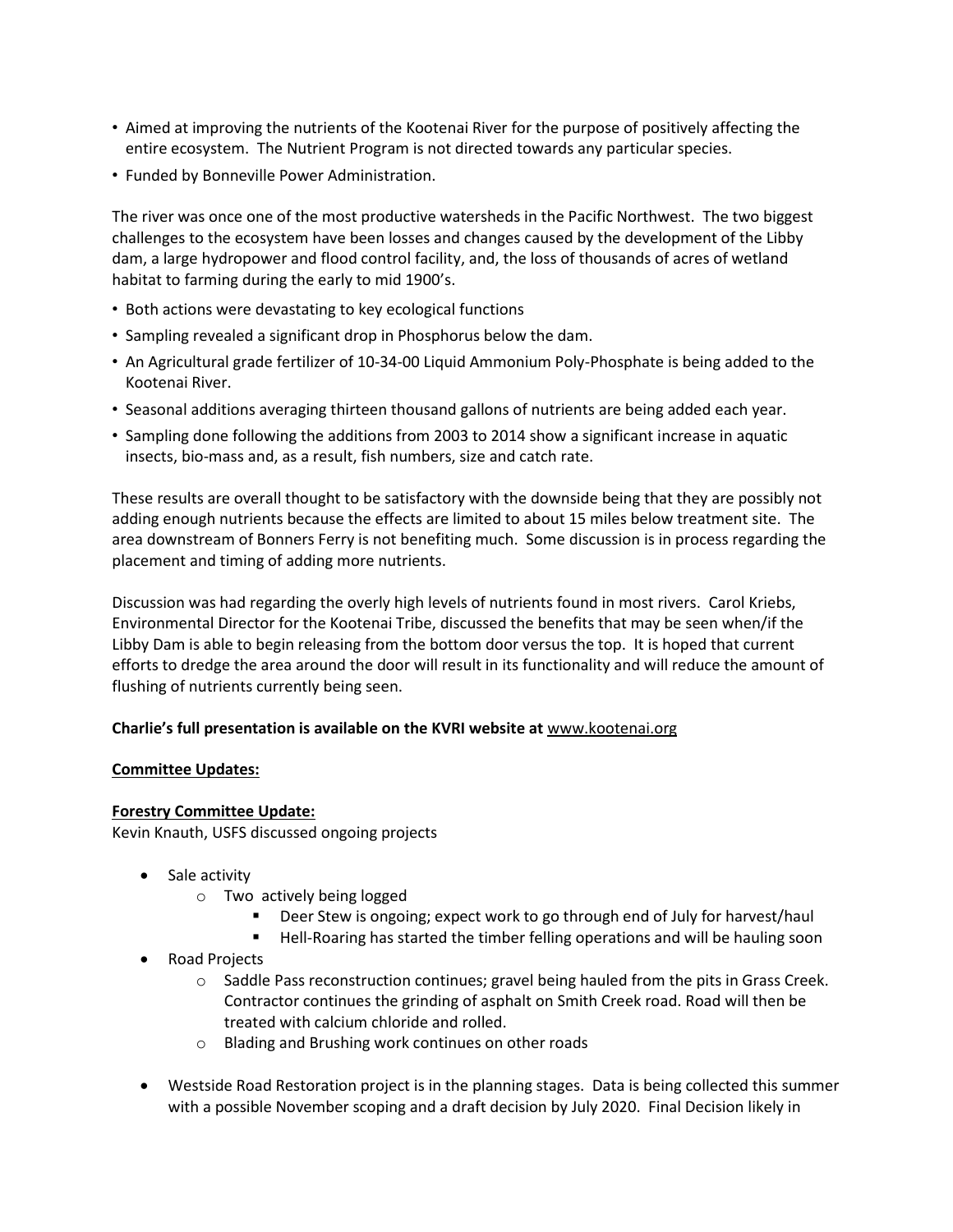- Aimed at improving the nutrients of the Kootenai River for the purpose of positively affecting the entire ecosystem. The Nutrient Program is not directed towards any particular species.
- Funded by Bonneville Power Administration.

The river was once one of the most productive watersheds in the Pacific Northwest. The two biggest challenges to the ecosystem have been losses and changes caused by the development of the Libby dam, a large hydropower and flood control facility, and, the loss of thousands of acres of wetland habitat to farming during the early to mid 1900's.

- Both actions were devastating to key ecological functions
- Sampling revealed a significant drop in Phosphorus below the dam.
- An Agricultural grade fertilizer of 10-34-00 Liquid Ammonium Poly-Phosphate is being added to the Kootenai River.
- Seasonal additions averaging thirteen thousand gallons of nutrients are being added each year.
- Sampling done following the additions from 2003 to 2014 show a significant increase in aquatic insects, bio-mass and, as a result, fish numbers, size and catch rate.

These results are overall thought to be satisfactory with the downside being that they are possibly not adding enough nutrients because the effects are limited to about 15 miles below treatment site. The area downstream of Bonners Ferry is not benefiting much. Some discussion is in process regarding the placement and timing of adding more nutrients.

Discussion was had regarding the overly high levels of nutrients found in most rivers. Carol Kriebs, Environmental Director for the Kootenai Tribe, discussed the benefits that may be seen when/if the Libby Dam is able to begin releasing from the bottom door versus the top. It is hoped that current efforts to dredge the area around the door will result in its functionality and will reduce the amount of flushing of nutrients currently being seen.

**Charlie's full presentation is available on the KVRI website at** www.kootenai.org

**Committee Updates:**

**Forestry Committee Update:**

Kevin Knauth, USFS discussed ongoing projects

- Sale activity
  - Two actively being logged
    - Deer Stew is ongoing; expect work to go through end of July for harvest/haul
    - Hell-Roaring has started the timber felling operations and will be hauling soon
- Road Projects
  - Saddle Pass reconstruction continues; gravel being hauled from the pits in Grass Creek. Contractor continues the grinding of asphalt on Smith Creek road. Road will then be treated with calcium chloride and rolled.
  - Blading and Brushing work continues on other roads

- Westside Road Restoration project is in the planning stages. Data is being collected this summer with a possible November scoping and a draft decision by July 2020. Final Decision likely in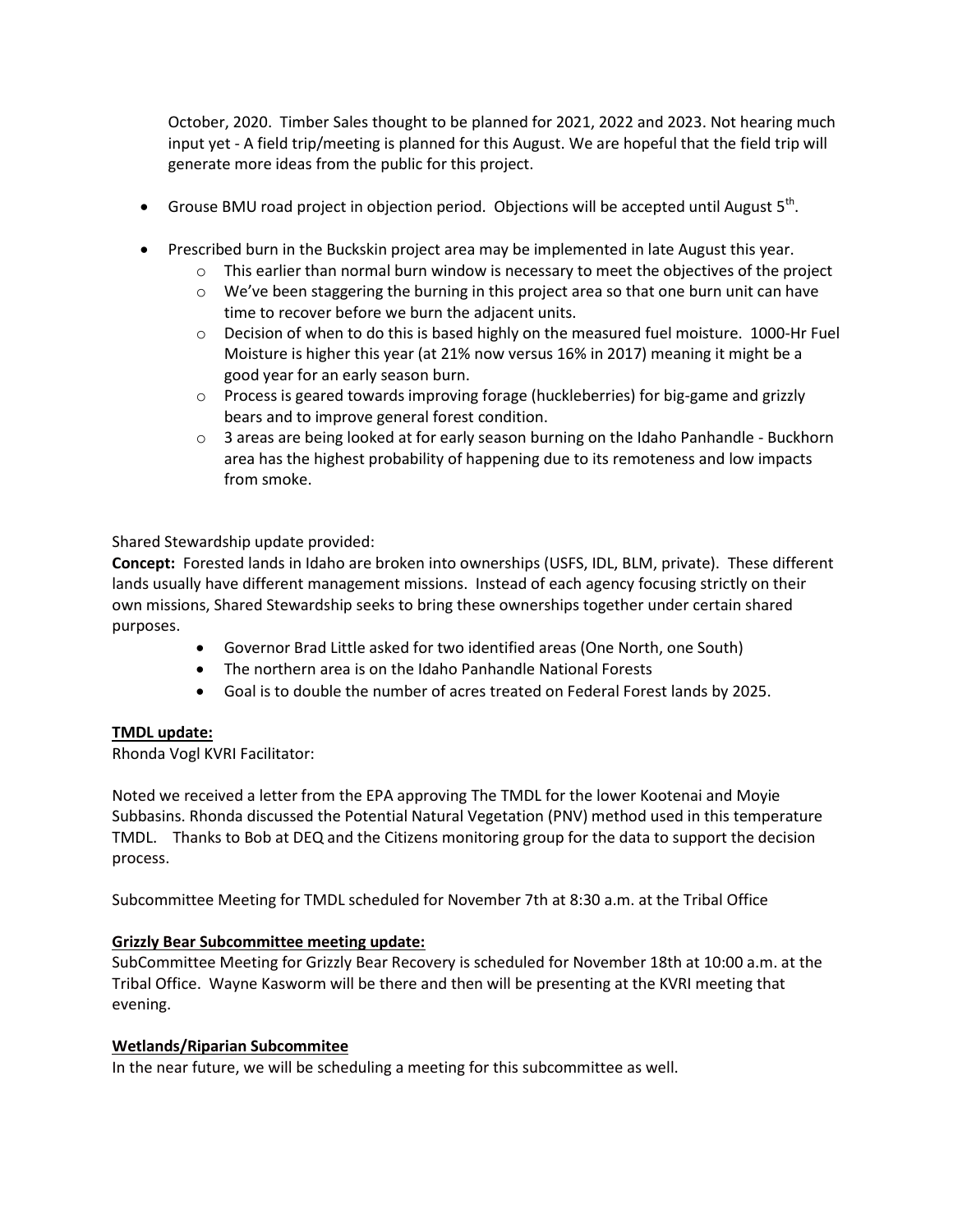October, 2020. Timber Sales thought to be planned for 2021, 2022 and 2023. Not hearing much input yet - A field trip/meeting is planned for this August. We are hopeful that the field trip will generate more ideas from the public for this project.

- Grouse BMU road project in objection period. Objections will be accepted until August 5th.
- Prescribed burn in the Buckskin project area may be implemented in late August this year.
  - This earlier than normal burn window is necessary to meet the objectives of the project
  - We've been staggering the burning in this project area so that one burn unit can have time to recover before we burn the adjacent units.
  - Decision of when to do this is based highly on the measured fuel moisture. 1000-Hr Fuel Moisture is higher this year (at 21% now versus 16% in 2017) meaning it might be a good year for an early season burn.
  - Process is geared towards improving forage (huckleberries) for big-game and grizzly bears and to improve general forest condition.
  - 3 areas are being looked at for early season burning on the Idaho Panhandle - Buckhorn area has the highest probability of happening due to its remoteness and low impacts from smoke.

Shared Stewardship update provided:

**Concept:** Forested lands in Idaho are broken into ownerships (USFS, IDL, BLM, private). These different lands usually have different management missions. Instead of each agency focusing strictly on their own missions, Shared Stewardship seeks to bring these ownerships together under certain shared purposes.

- Governor Brad Little asked for two identified areas (One North, one South)
- The northern area is on the Idaho Panhandle National Forests
- Goal is to double the number of acres treated on Federal Forest lands by 2025.

**TMDL update:**

Rhonda Vogl KVRI Facilitator:

Noted we received a letter from the EPA approving The TMDL for the lower Kootenai and Moyie Subbasins. Rhonda discussed the Potential Natural Vegetation (PNV) method used in this temperature TMDL. Thanks to Bob at DEQ and the Citizens monitoring group for the data to support the decision process.

Subcommittee Meeting for TMDL scheduled for November 7th at 8:30 a.m. at the Tribal Office

**Grizzly Bear Subcommittee meeting update:**

SubCommittee Meeting for Grizzly Bear Recovery is scheduled for November 18th at 10:00 a.m. at the Tribal Office. Wayne Kasworm will be there and then will be presenting at the KVRI meeting that evening.

**Wetlands/Riparian Subcommitee**

In the near future, we will be scheduling a meeting for this subcommittee as well.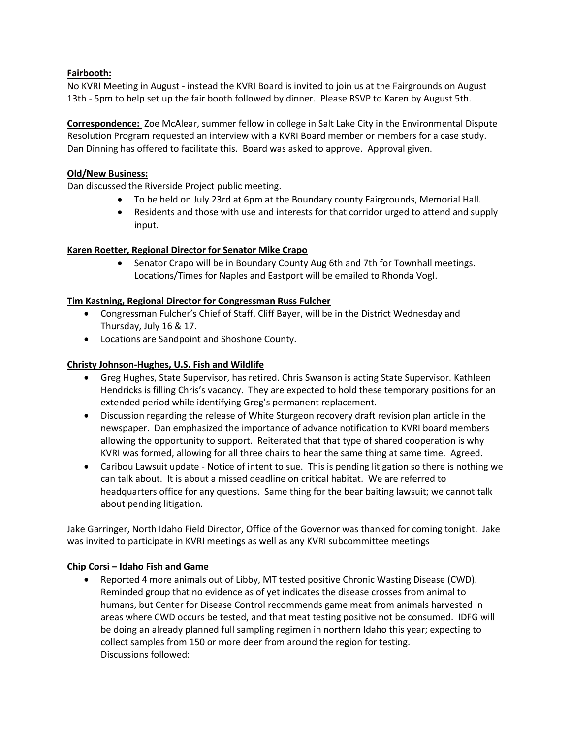**Fairbooth:**

No KVRI Meeting in August - instead the KVRI Board is invited to join us at the Fairgrounds on August 13th - 5pm to help set up the fair booth followed by dinner. Please RSVP to Karen by August 5th.

**Correspondence:** Zoe McAlear, summer fellow in college in Salt Lake City in the Environmental Dispute Resolution Program requested an interview with a KVRI Board member or members for a case study. Dan Dinning has offered to facilitate this. Board was asked to approve. Approval given.

**Old/New Business:**

Dan discussed the Riverside Project public meeting.

- To be held on July 23rd at 6pm at the Boundary county Fairgrounds, Memorial Hall.
- Residents and those with use and interests for that corridor urged to attend and supply input.

**Karen Roetter, Regional Director for Senator Mike Crapo**

- Senator Crapo will be in Boundary County Aug 6th and 7th for Townhall meetings. Locations/Times for Naples and Eastport will be emailed to Rhonda Vogl.

**Tim Kastning, Regional Director for Congressman Russ Fulcher**

- Congressman Fulcher's Chief of Staff, Cliff Bayer, will be in the District Wednesday and Thursday, July 16 & 17.
- Locations are Sandpoint and Shoshone County.

**Christy Johnson-Hughes, U.S. Fish and Wildlife**

- Greg Hughes, State Supervisor, has retired. Chris Swanson is acting State Supervisor. Kathleen Hendricks is filling Chris's vacancy. They are expected to hold these temporary positions for an extended period while identifying Greg's permanent replacement.
- Discussion regarding the release of White Sturgeon recovery draft revision plan article in the newspaper. Dan emphasized the importance of advance notification to KVRI board members allowing the opportunity to support. Reiterated that that type of shared cooperation is why KVRI was formed, allowing for all three chairs to hear the same thing at same time. Agreed.
- Caribou Lawsuit update - Notice of intent to sue. This is pending litigation so there is nothing we can talk about. It is about a missed deadline on critical habitat. We are referred to headquarters office for any questions. Same thing for the bear baiting lawsuit; we cannot talk about pending litigation.

Jake Garringer, North Idaho Field Director, Office of the Governor was thanked for coming tonight. Jake was invited to participate in KVRI meetings as well as any KVRI subcommittee meetings

**Chip Corsi – Idaho Fish and Game**

- Reported 4 more animals out of Libby, MT tested positive Chronic Wasting Disease (CWD). Reminded group that no evidence as of yet indicates the disease crosses from animal to humans, but Center for Disease Control recommends game meat from animals harvested in areas where CWD occurs be tested, and that meat testing positive not be consumed. IDFG will be doing an already planned full sampling regimen in northern Idaho this year; expecting to collect samples from 150 or more deer from around the region for testing.
  Discussions followed: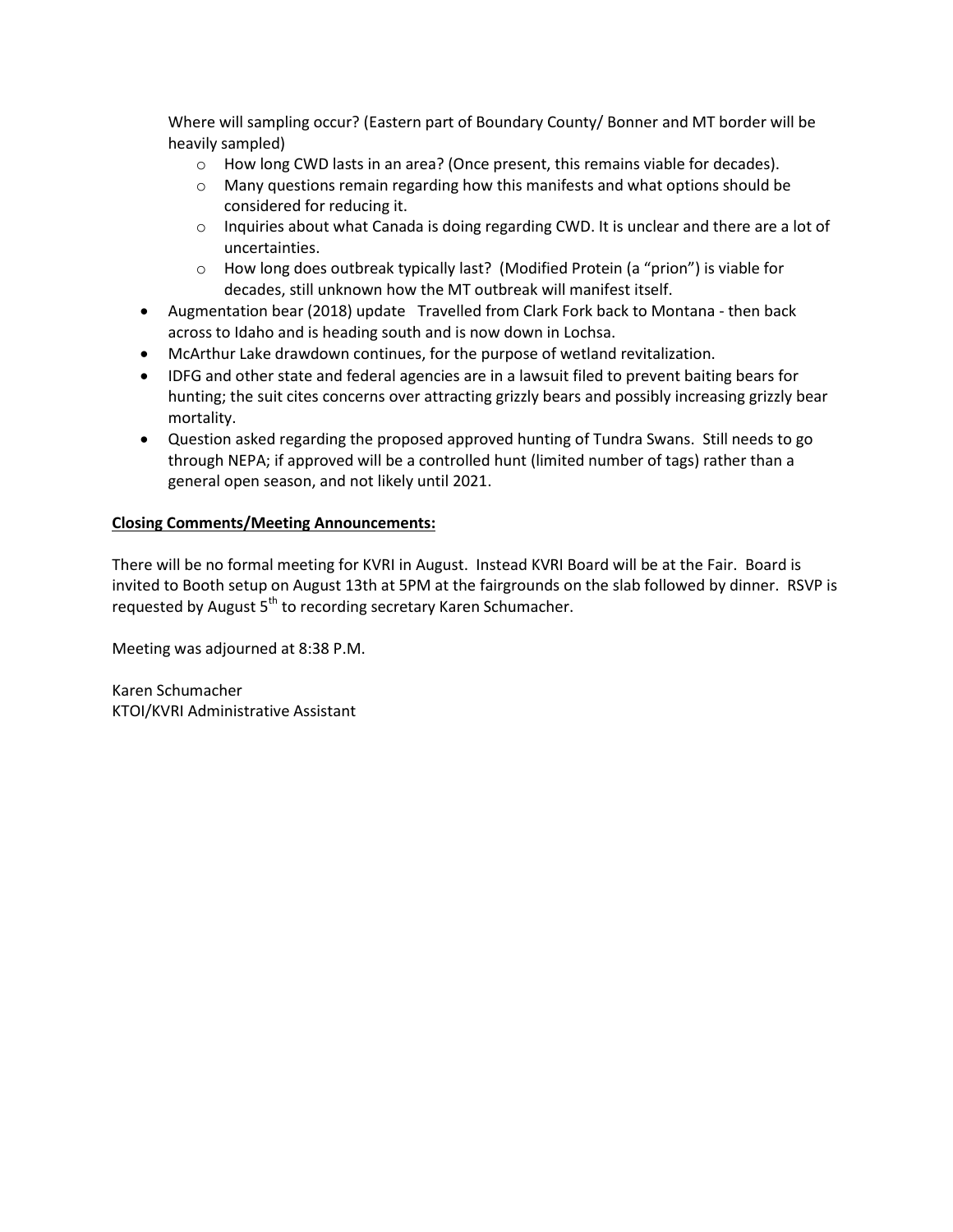Where will sampling occur? (Eastern part of Boundary County/ Bonner and MT border will be heavily sampled)

- How long CWD lasts in an area? (Once present, this remains viable for decades).
- Many questions remain regarding how this manifests and what options should be considered for reducing it.
- Inquiries about what Canada is doing regarding CWD. It is unclear and there are a lot of uncertainties.
- How long does outbreak typically last? (Modified Protein (a "prion") is viable for decades, still unknown how the MT outbreak will manifest itself.

- Augmentation bear (2018) update Travelled from Clark Fork back to Montana - then back across to Idaho and is heading south and is now down in Lochsa.
- McArthur Lake drawdown continues, for the purpose of wetland revitalization.
- IDFG and other state and federal agencies are in a lawsuit filed to prevent baiting bears for hunting; the suit cites concerns over attracting grizzly bears and possibly increasing grizzly bear mortality.
- Question asked regarding the proposed approved hunting of Tundra Swans. Still needs to go through NEPA; if approved will be a controlled hunt (limited number of tags) rather than a general open season, and not likely until 2021.

**Closing Comments/Meeting Announcements:**

There will be no formal meeting for KVRI in August. Instead KVRI Board will be at the Fair. Board is invited to Booth setup on August 13th at 5PM at the fairgrounds on the slab followed by dinner. RSVP is requested by August 5th to recording secretary Karen Schumacher.

Meeting was adjourned at 8:38 P.M.

Karen Schumacher
KTOI/KVRI Administrative Assistant